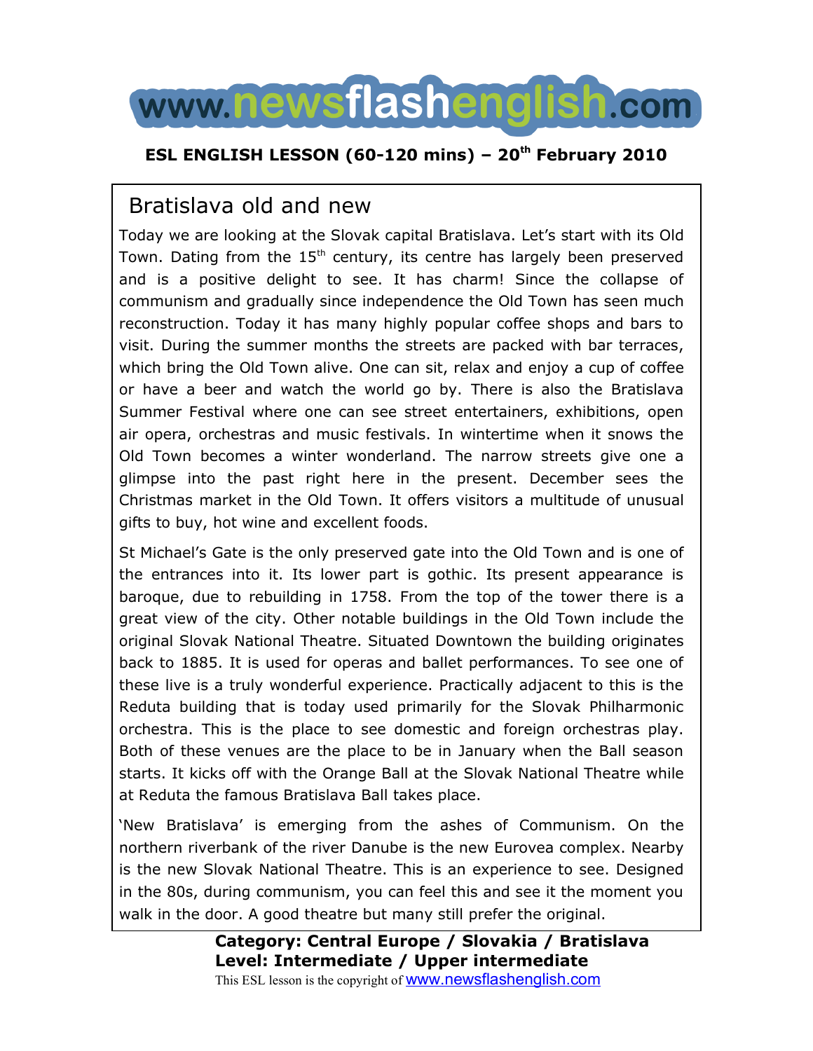# www.newsflashenglish.com

**ESL ENGLISH LESSON (60-120 mins) – 20th February 2010**

## Bratislava old and new

Today we are looking at the Slovak capital Bratislava. Let's start with its Old Town. Dating from the 15th century, its centre has largely been preserved and is a positive delight to see. It has charm! Since the collapse of communism and gradually since independence the Old Town has seen much reconstruction. Today it has many highly popular coffee shops and bars to visit. During the summer months the streets are packed with bar terraces, which bring the Old Town alive. One can sit, relax and enjoy a cup of coffee or have a beer and watch the world go by. There is also the Bratislava Summer Festival where one can see street entertainers, exhibitions, open air opera, orchestras and music festivals. In wintertime when it snows the Old Town becomes a winter wonderland. The narrow streets give one a glimpse into the past right here in the present. December sees the Christmas market in the Old Town. It offers visitors a multitude of unusual gifts to buy, hot wine and excellent foods.

St Michael's Gate is the only preserved gate into the Old Town and is one of the entrances into it. Its lower part is gothic. Its present appearance is baroque, due to rebuilding in 1758. From the top of the tower there is a great view of the city. Other notable buildings in the Old Town include the original Slovak National Theatre. Situated Downtown the building originates back to 1885. It is used for operas and ballet performances. To see one of these live is a truly wonderful experience. Practically adjacent to this is the Reduta building that is today used primarily for the Slovak Philharmonic orchestra. This is the place to see domestic and foreign orchestras play. Both of these venues are the place to be in January when the Ball season starts. It kicks off with the Orange Ball at the Slovak National Theatre while at Reduta the famous Bratislava Ball takes place.

'New Bratislava' is emerging from the ashes of Communism. On the northern riverbank of the river Danube is the new Eurovea complex. Nearby is the new Slovak National Theatre. This is an experience to see. Designed in the 80s, during communism, you can feel this and see it the moment you walk in the door. A good theatre but many still prefer the original.

**Category: Central Europe / Slovakia / Bratislava**
**Level: Intermediate / Upper intermediate**

This ESL lesson is the copyright of www.newsflashenglish.com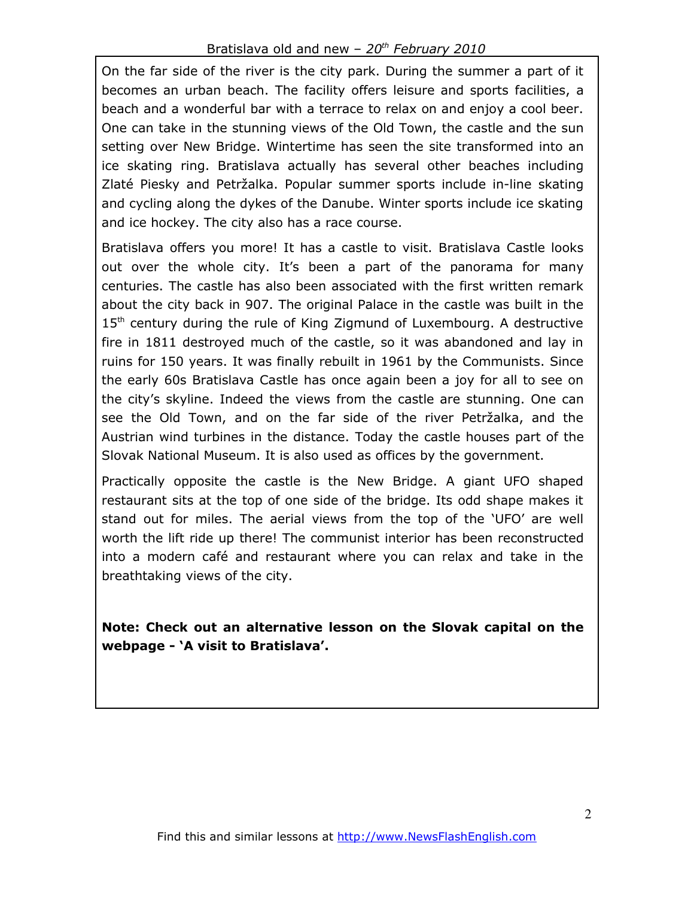On the far side of the river is the city park. During the summer a part of it becomes an urban beach. The facility offers leisure and sports facilities, a beach and a wonderful bar with a terrace to relax on and enjoy a cool beer. One can take in the stunning views of the Old Town, the castle and the sun setting over New Bridge. Wintertime has seen the site transformed into an ice skating ring. Bratislava actually has several other beaches including Zlaté Piesky and Petržalka. Popular summer sports include in-line skating and cycling along the dykes of the Danube. Winter sports include ice skating and ice hockey. The city also has a race course.

Bratislava offers you more! It has a castle to visit. Bratislava Castle looks out over the whole city. It's been a part of the panorama for many centuries. The castle has also been associated with the first written remark about the city back in 907. The original Palace in the castle was built in the 15th century during the rule of King Zigmund of Luxembourg. A destructive fire in 1811 destroyed much of the castle, so it was abandoned and lay in ruins for 150 years. It was finally rebuilt in 1961 by the Communists. Since the early 60s Bratislava Castle has once again been a joy for all to see on the city's skyline. Indeed the views from the castle are stunning. One can see the Old Town, and on the far side of the river Petržalka, and the Austrian wind turbines in the distance. Today the castle houses part of the Slovak National Museum. It is also used as offices by the government.

Practically opposite the castle is the New Bridge. A giant UFO shaped restaurant sits at the top of one side of the bridge. Its odd shape makes it stand out for miles. The aerial views from the top of the 'UFO' are well worth the lift ride up there! The communist interior has been reconstructed into a modern café and restaurant where you can relax and take in the breathtaking views of the city.

**Note: Check out an alternative lesson on the Slovak capital on the webpage - 'A visit to Bratislava'.**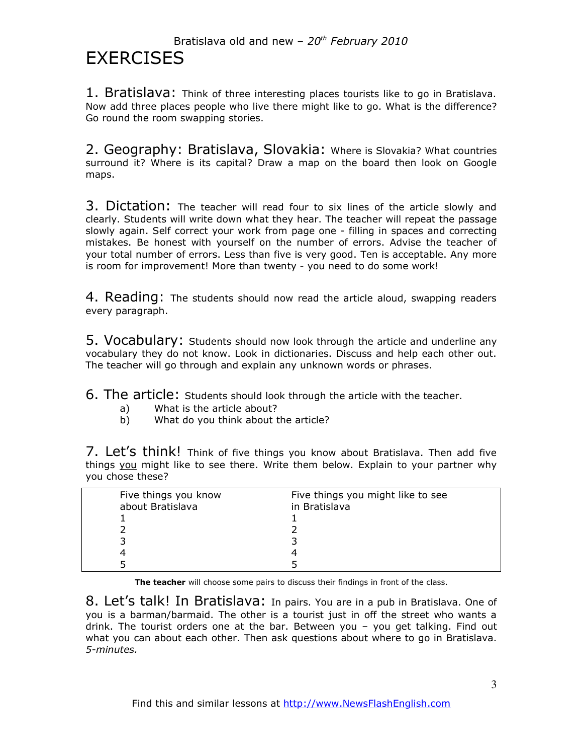# EXERCISES

**1. Bratislava:** Think of three interesting places tourists like to go in Bratislava. Now add three places people who live there might like to go. What is the difference? Go round the room swapping stories.

**2. Geography: Bratislava, Slovakia:** Where is Slovakia? What countries surround it? Where is its capital? Draw a map on the board then look on Google maps.

**3. Dictation:** The teacher will read four to six lines of the article slowly and clearly. Students will write down what they hear. The teacher will repeat the passage slowly again. Self correct your work from page one - filling in spaces and correcting mistakes. Be honest with yourself on the number of errors. Advise the teacher of your total number of errors. Less than five is very good. Ten is acceptable. Any more is room for improvement! More than twenty - you need to do some work!

**4. Reading:** The students should now read the article aloud, swapping readers every paragraph.

**5. Vocabulary:** Students should now look through the article and underline any vocabulary they do not know. Look in dictionaries. Discuss and help each other out. The teacher will go through and explain any unknown words or phrases.

**6. The article:** Students should look through the article with the teacher.

a) What is the article about?
b) What do you think about the article?

**7. Let's think!** Think of five things you know about Bratislava. Then add five things you might like to see there. Write them below. Explain to your partner why you chose these?

| Five things you know about Bratislava | Five things you might like to see in Bratislava |
|---|---|
| 1 | 1 |
| 2 | 2 |
| 3 | 3 |
| 4 | 4 |
| 5 | 5 |

**The teacher** will choose some pairs to discuss their findings in front of the class.

**8. Let's talk! In Bratislava:** In pairs. You are in a pub in Bratislava. One of you is a barman/barmaid. The other is a tourist just in off the street who wants a drink. The tourist orders one at the bar. Between you – you get talking. Find out what you can about each other. Then ask questions about where to go in Bratislava. *5-minutes.*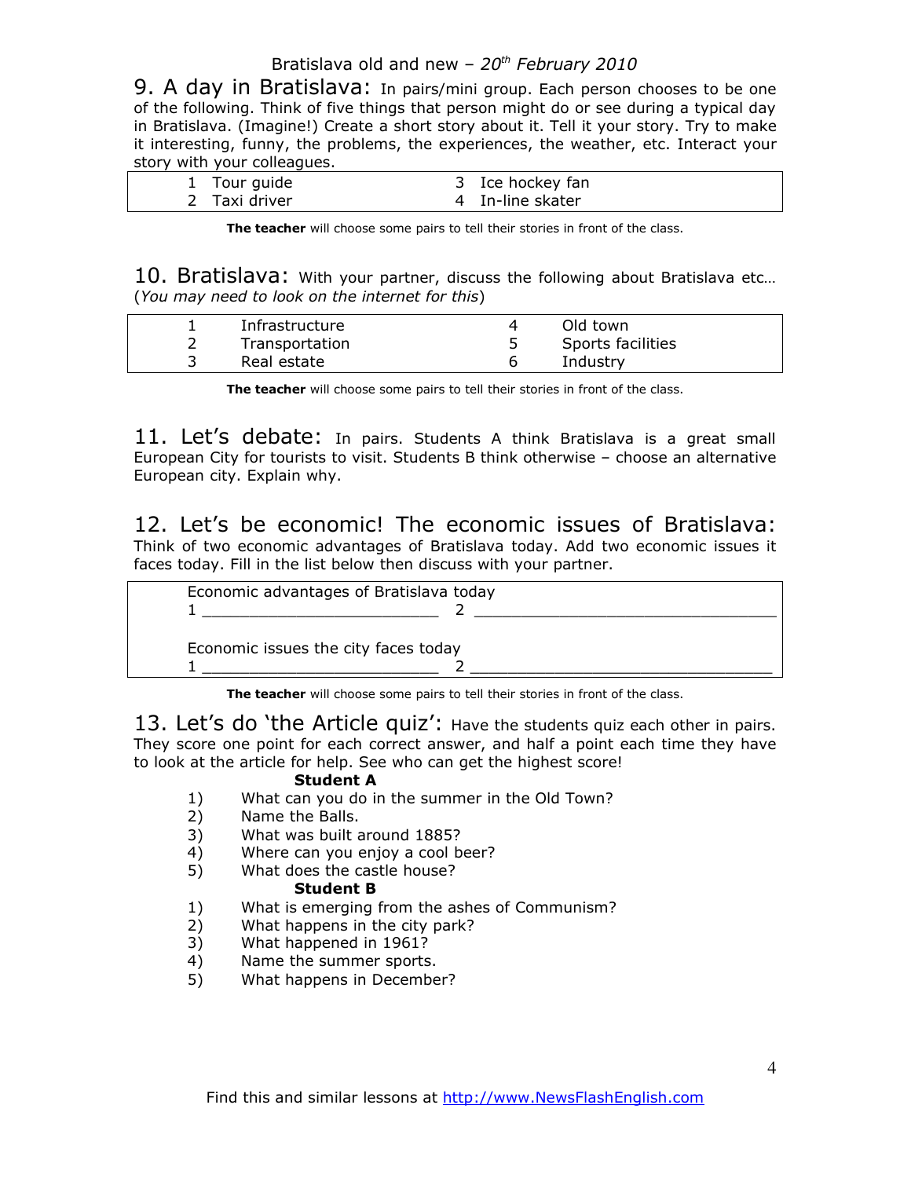Bratislava old and new – *20th February 2010*

## 9. A day in Bratislava:

In pairs/mini group. Each person chooses to be one of the following. Think of five things that person might do or see during a typical day in Bratislava. (Imagine!) Create a short story about it. Tell it your story. Try to make it interesting, funny, the problems, the experiences, the weather, etc. Interact your story with your colleagues.

| | |
|---|---|
| 1 Tour guide | 3 Ice hockey fan |
| 2 Taxi driver | 4 In-line skater |

**The teacher** will choose some pairs to tell their stories in front of the class.

## 10. Bratislava:

With your partner, discuss the following about Bratislava etc… (*You may need to look on the internet for this*)

| | | | |
|---|---|---|---|
| 1 | Infrastructure | 4 | Old town |
| 2 | Transportation | 5 | Sports facilities |
| 3 | Real estate | 6 | Industry |

**The teacher** will choose some pairs to tell their stories in front of the class.

## 11. Let's debate:

In pairs. Students A think Bratislava is a great small European City for tourists to visit. Students B think otherwise – choose an alternative European city. Explain why.

## 12. Let's be economic! The economic issues of Bratislava:

Think of two economic advantages of Bratislava today. Add two economic issues it faces today. Fill in the list below then discuss with your partner.

Economic advantages of Bratislava today
1 ________________________ 2 ______________________________

Economic issues the city faces today
1 ________________________ 2 ______________________________

**The teacher** will choose some pairs to tell their stories in front of the class.

## 13. Let's do 'the Article quiz':

Have the students quiz each other in pairs. They score one point for each correct answer, and half a point each time they have to look at the article for help. See who can get the highest score!

**Student A**

1) What can you do in the summer in the Old Town?
2) Name the Balls.
3) What was built around 1885?
4) Where can you enjoy a cool beer?
5) What does the castle house?

**Student B**

1) What is emerging from the ashes of Communism?
2) What happens in the city park?
3) What happened in 1961?
4) Name the summer sports.
5) What happens in December?

Find this and similar lessons at http://www.NewsFlashEnglish.com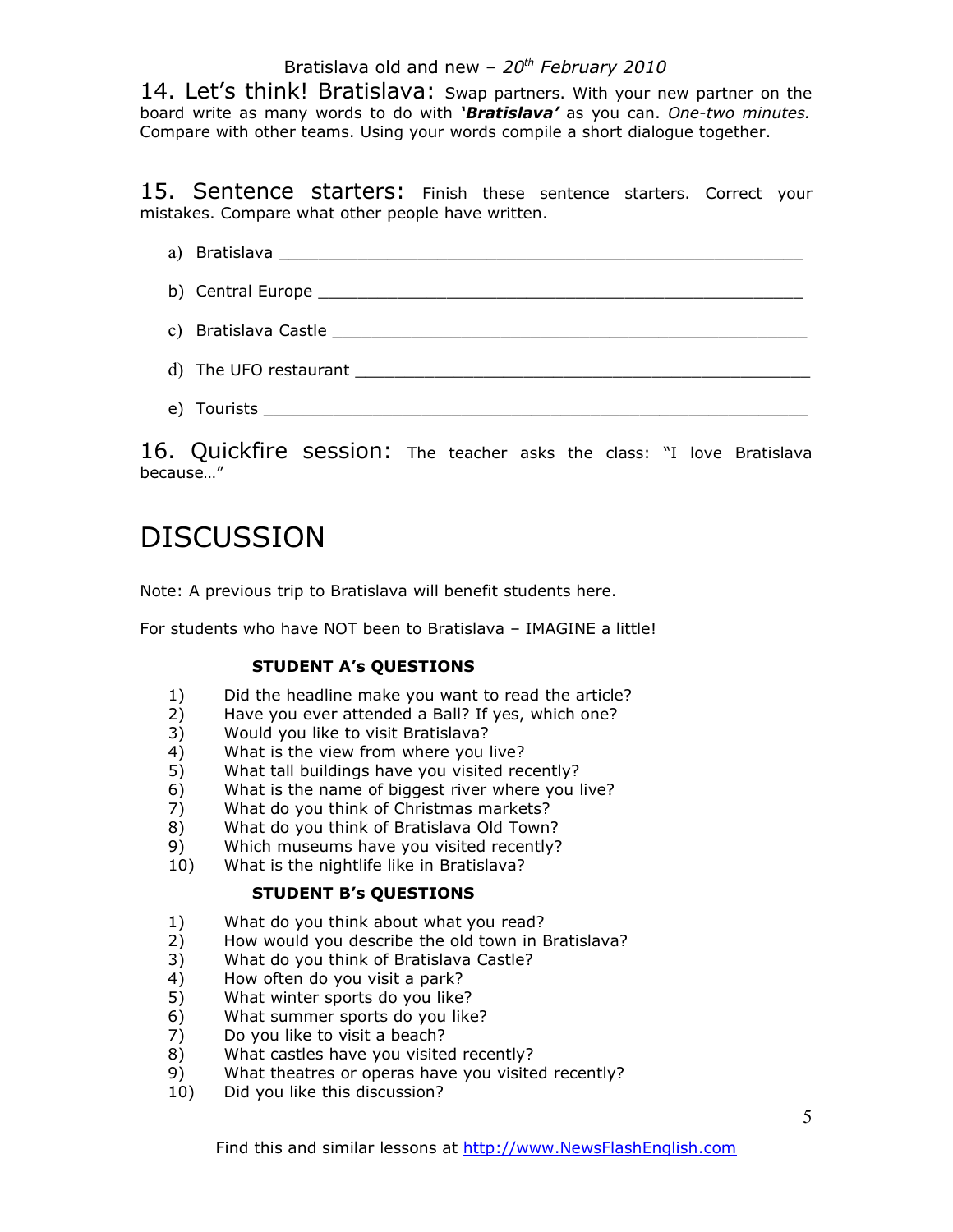## 14. Let's think! Bratislava:

Swap partners. With your new partner on the board write as many words to do with ***'Bratislava'*** as you can. *One-two minutes.* Compare with other teams. Using your words compile a short dialogue together.

## 15. Sentence starters:

Finish these sentence starters. Correct your mistakes. Compare what other people have written.

a) Bratislava ________________________________________________

b) Central Europe ____________________________________________

c) Bratislava Castle __________________________________________

d) The UFO restaurant ________________________________________

e) Tourists __________________________________________________

## 16. Quickfire session:

The teacher asks the class: "I love Bratislava because…"

# DISCUSSION

Note: A previous trip to Bratislava will benefit students here.

For students who have NOT been to Bratislava – IMAGINE a little!

### STUDENT A's QUESTIONS

1) Did the headline make you want to read the article?
2) Have you ever attended a Ball? If yes, which one?
3) Would you like to visit Bratislava?
4) What is the view from where you live?
5) What tall buildings have you visited recently?
6) What is the name of biggest river where you live?
7) What do you think of Christmas markets?
8) What do you think of Bratislava Old Town?
9) Which museums have you visited recently?
10) What is the nightlife like in Bratislava?

### STUDENT B's QUESTIONS

1) What do you think about what you read?
2) How would you describe the old town in Bratislava?
3) What do you think of Bratislava Castle?
4) How often do you visit a park?
5) What winter sports do you like?
6) What summer sports do you like?
7) Do you like to visit a beach?
8) What castles have you visited recently?
9) What theatres or operas have you visited recently?
10) Did you like this discussion?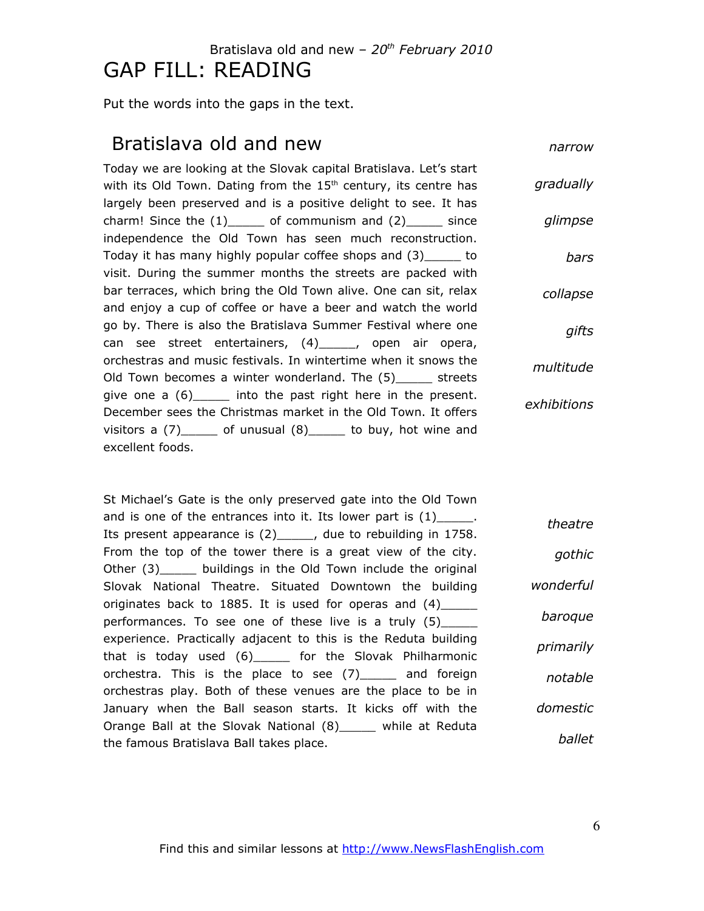Bratislava old and new – *20th February 2010*

# GAP FILL: READING

Put the words into the gaps in the text.

## Bratislava old and new

Today we are looking at the Slovak capital Bratislava. Let's start with its Old Town. Dating from the 15th century, its centre has largely been preserved and is a positive delight to see. It has charm! Since the (1)_____ of communism and (2)_____ since independence the Old Town has seen much reconstruction. Today it has many highly popular coffee shops and (3)_____ to visit. During the summer months the streets are packed with bar terraces, which bring the Old Town alive. One can sit, relax and enjoy a cup of coffee or have a beer and watch the world go by. There is also the Bratislava Summer Festival where one can see street entertainers, (4)_____, open air opera, orchestras and music festivals. In wintertime when it snows the Old Town becomes a winter wonderland. The (5)_____ streets give one a (6)_____ into the past right here in the present. December sees the Christmas market in the Old Town. It offers visitors a (7)_____ of unusual (8)_____ to buy, hot wine and excellent foods.

*narrow*
*gradually*
*glimpse*
*bars*
*collapse*
*gifts*
*multitude*
*exhibitions*

St Michael's Gate is the only preserved gate into the Old Town and is one of the entrances into it. Its lower part is (1)_____. Its present appearance is (2)_____, due to rebuilding in 1758. From the top of the tower there is a great view of the city. Other (3)_____ buildings in the Old Town include the original Slovak National Theatre. Situated Downtown the building originates back to 1885. It is used for operas and (4)_____ performances. To see one of these live is a truly (5)_____ experience. Practically adjacent to this is the Reduta building that is today used (6)_____ for the Slovak Philharmonic orchestra. This is the place to see (7)_____ and foreign orchestras play. Both of these venues are the place to be in January when the Ball season starts. It kicks off with the Orange Ball at the Slovak National (8)_____ while at Reduta the famous Bratislava Ball takes place.

*theatre*
*gothic*
*wonderful*
*baroque*
*primarily*
*notable*
*domestic*
*ballet*

Find this and similar lessons at http://www.NewsFlashEnglish.com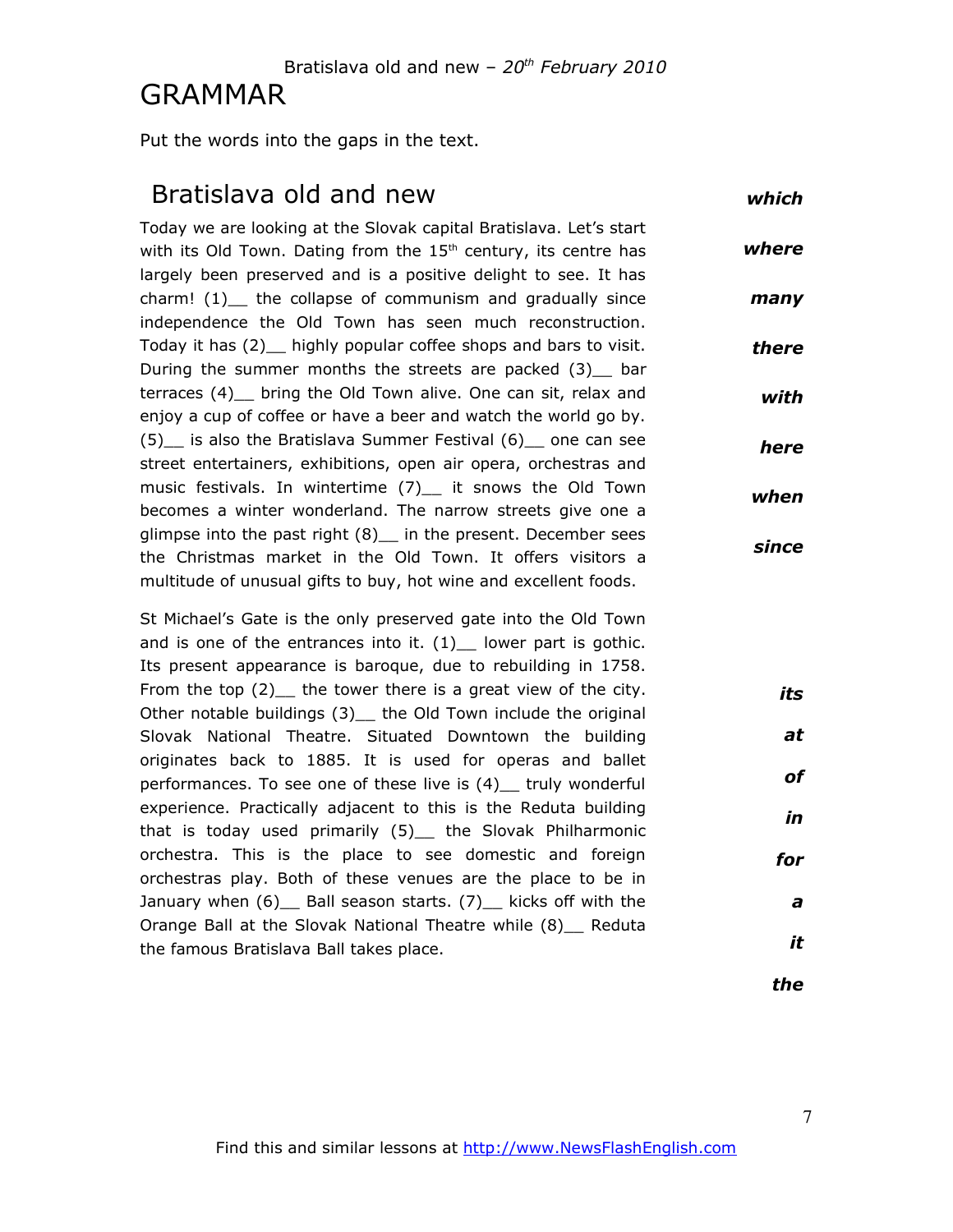Bratislava old and new – *20th February 2010*

# GRAMMAR

Put the words into the gaps in the text.

## Bratislava old and new

***which***

***where***

***many***

***there***

***with***

***here***

***when***

***since***

Today we are looking at the Slovak capital Bratislava. Let's start with its Old Town. Dating from the 15th century, its centre has largely been preserved and is a positive delight to see. It has charm! (1)__ the collapse of communism and gradually since independence the Old Town has seen much reconstruction. Today it has (2)__ highly popular coffee shops and bars to visit. During the summer months the streets are packed (3)__ bar terraces (4)__ bring the Old Town alive. One can sit, relax and enjoy a cup of coffee or have a beer and watch the world go by. (5)__ is also the Bratislava Summer Festival (6)__ one can see street entertainers, exhibitions, open air opera, orchestras and music festivals. In wintertime (7)__ it snows the Old Town becomes a winter wonderland. The narrow streets give one a glimpse into the past right (8)__ in the present. December sees the Christmas market in the Old Town. It offers visitors a multitude of unusual gifts to buy, hot wine and excellent foods.

***its***

***at***

***of***

***in***

***for***

***a***

***it***

***the***

St Michael's Gate is the only preserved gate into the Old Town and is one of the entrances into it. (1)__ lower part is gothic. Its present appearance is baroque, due to rebuilding in 1758. From the top (2)__ the tower there is a great view of the city. Other notable buildings (3)__ the Old Town include the original Slovak National Theatre. Situated Downtown the building originates back to 1885. It is used for operas and ballet performances. To see one of these live is (4)__ truly wonderful experience. Practically adjacent to this is the Reduta building that is today used primarily (5)__ the Slovak Philharmonic orchestra. This is the place to see domestic and foreign orchestras play. Both of these venues are the place to be in January when (6)__ Ball season starts. (7)__ kicks off with the Orange Ball at the Slovak National Theatre while (8)__ Reduta the famous Bratislava Ball takes place.

Find this and similar lessons at http://www.NewsFlashEnglish.com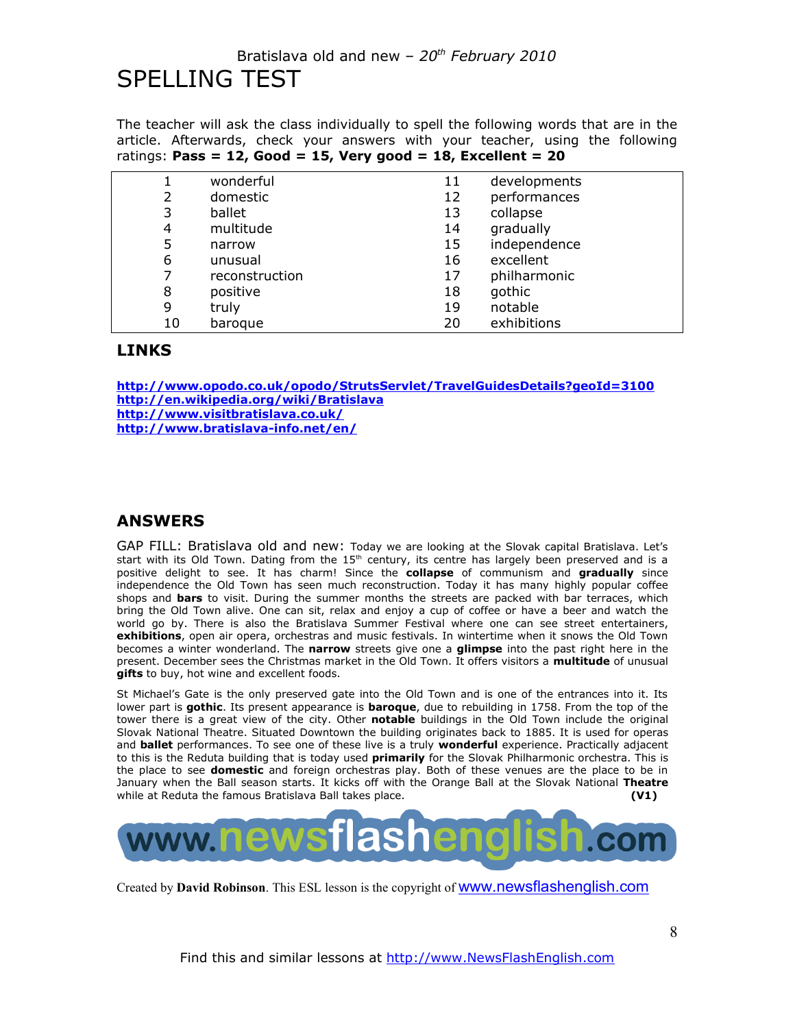Bratislava old and new – *20th February 2010*

# SPELLING TEST

The teacher will ask the class individually to spell the following words that are in the article. Afterwards, check your answers with your teacher, using the following ratings: **Pass = 12, Good = 15, Very good = 18, Excellent = 20**

| | | | |
|---|---|---|---|
| 1 | wonderful | 11 | developments |
| 2 | domestic | 12 | performances |
| 3 | ballet | 13 | collapse |
| 4 | multitude | 14 | gradually |
| 5 | narrow | 15 | independence |
| 6 | unusual | 16 | excellent |
| 7 | reconstruction | 17 | philharmonic |
| 8 | positive | 18 | gothic |
| 9 | truly | 19 | notable |
| 10 | baroque | 20 | exhibitions |

## LINKS

**http://www.opodo.co.uk/opodo/StrutsServlet/TravelGuidesDetails?geoId=3100**
**http://en.wikipedia.org/wiki/Bratislava**
**http://www.visitbratislava.co.uk/**
**http://www.bratislava-info.net/en/**

## ANSWERS

GAP FILL: Bratislava old and new: Today we are looking at the Slovak capital Bratislava. Let's start with its Old Town. Dating from the 15th century, its centre has largely been preserved and is a positive delight to see. It has charm! Since the **collapse** of communism and **gradually** since independence the Old Town has seen much reconstruction. Today it has many highly popular coffee shops and **bars** to visit. During the summer months the streets are packed with bar terraces, which bring the Old Town alive. One can sit, relax and enjoy a cup of coffee or have a beer and watch the world go by. There is also the Bratislava Summer Festival where one can see street entertainers, **exhibitions**, open air opera, orchestras and music festivals. In wintertime when it snows the Old Town becomes a winter wonderland. The **narrow** streets give one a **glimpse** into the past right here in the present. December sees the Christmas market in the Old Town. It offers visitors a **multitude** of unusual **gifts** to buy, hot wine and excellent foods.

St Michael's Gate is the only preserved gate into the Old Town and is one of the entrances into it. Its lower part is **gothic**. Its present appearance is **baroque**, due to rebuilding in 1758. From the top of the tower there is a great view of the city. Other **notable** buildings in the Old Town include the original Slovak National Theatre. Situated Downtown the building originates back to 1885. It is used for operas and **ballet** performances. To see one of these live is a truly **wonderful** experience. Practically adjacent to this is the Reduta building that is today used **primarily** for the Slovak Philharmonic orchestra. This is the place to see **domestic** and foreign orchestras play. Both of these venues are the place to be in January when the Ball season starts. It kicks off with the Orange Ball at the Slovak National **Theatre** while at Reduta the famous Bratislava Ball takes place. **(V1)**

www.newsflashenglish.com

Created by **David Robinson**. This ESL lesson is the copyright of www.newsflashenglish.com

Find this and similar lessons at http://www.NewsFlashEnglish.com